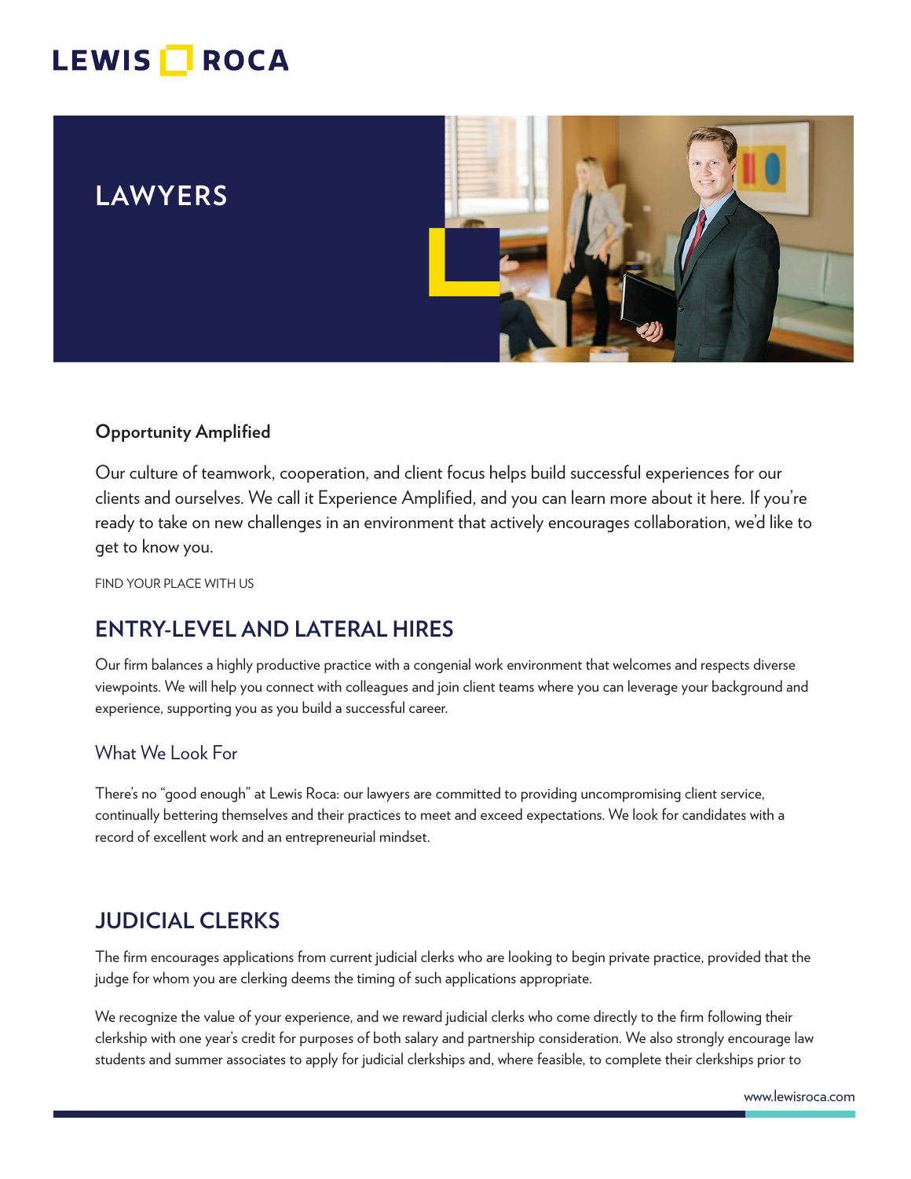LEWIS ROCA

# LAWYERS

**Opportunity Amplified**

Our culture of teamwork, cooperation, and client focus helps build successful experiences for our clients and ourselves. We call it Experience Amplified, and you can learn more about it here. If you're ready to take on new challenges in an environment that actively encourages collaboration, we'd like to get to know you.

FIND YOUR PLACE WITH US

## ENTRY-LEVEL AND LATERAL HIRES

Our firm balances a highly productive practice with a congenial work environment that welcomes and respects diverse viewpoints. We will help you connect with colleagues and join client teams where you can leverage your background and experience, supporting you as you build a successful career.

### What We Look For

There's no "good enough" at Lewis Roca: our lawyers are committed to providing uncompromising client service, continually bettering themselves and their practices to meet and exceed expectations. We look for candidates with a record of excellent work and an entrepreneurial mindset.

## JUDICIAL CLERKS

The firm encourages applications from current judicial clerks who are looking to begin private practice, provided that the judge for whom you are clerking deems the timing of such applications appropriate.

We recognize the value of your experience, and we reward judicial clerks who come directly to the firm following their clerkship with one year's credit for purposes of both salary and partnership consideration. We also strongly encourage law students and summer associates to apply for judicial clerkships and, where feasible, to complete their clerkships prior to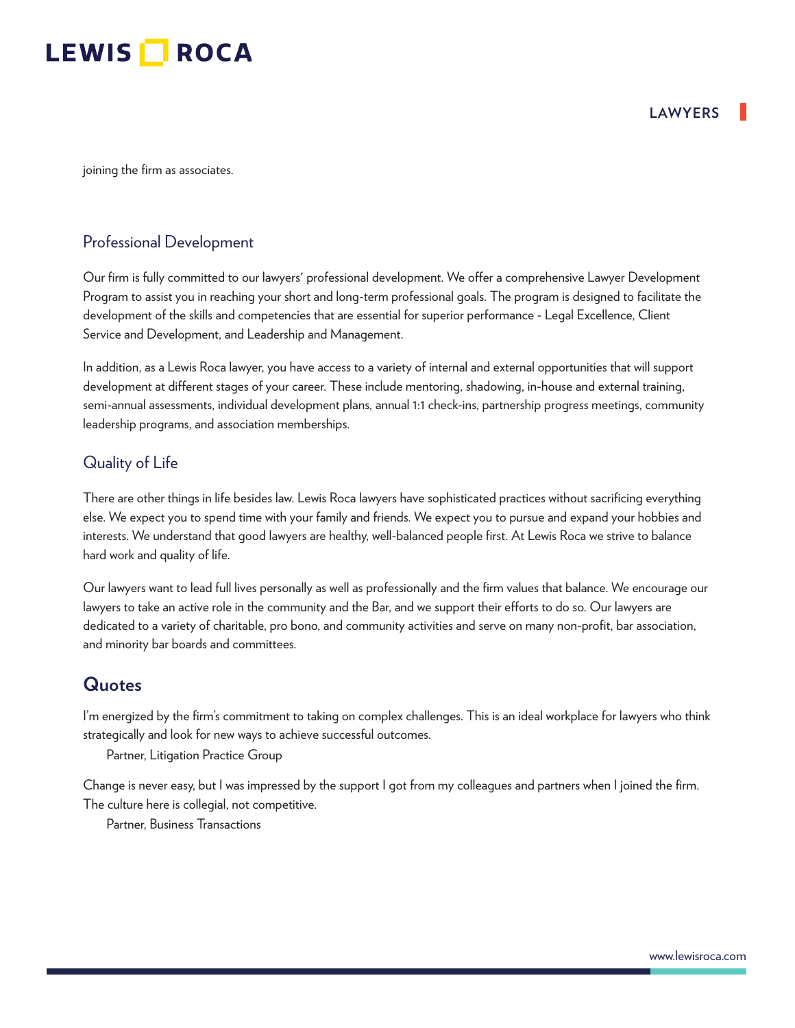joining the firm as associates.

### Professional Development

Our firm is fully committed to our lawyers' professional development. We offer a comprehensive Lawyer Development Program to assist you in reaching your short and long-term professional goals. The program is designed to facilitate the development of the skills and competencies that are essential for superior performance - Legal Excellence, Client Service and Development, and Leadership and Management.

In addition, as a Lewis Roca lawyer, you have access to a variety of internal and external opportunities that will support development at different stages of your career. These include mentoring, shadowing, in-house and external training, semi-annual assessments, individual development plans, annual 1:1 check-ins, partnership progress meetings, community leadership programs, and association memberships.

### Quality of Life

There are other things in life besides law. Lewis Roca lawyers have sophisticated practices without sacrificing everything else. We expect you to spend time with your family and friends. We expect you to pursue and expand your hobbies and interests. We understand that good lawyers are healthy, well-balanced people first. At Lewis Roca we strive to balance hard work and quality of life.

Our lawyers want to lead full lives personally as well as professionally and the firm values that balance. We encourage our lawyers to take an active role in the community and the Bar, and we support their efforts to do so. Our lawyers are dedicated to a variety of charitable, pro bono, and community activities and serve on many non-profit, bar association, and minority bar boards and committees.

## Quotes

I'm energized by the firm's commitment to taking on complex challenges. This is an ideal workplace for lawyers who think strategically and look for new ways to achieve successful outcomes.

Partner, Litigation Practice Group

Change is never easy, but I was impressed by the support I got from my colleagues and partners when I joined the firm. The culture here is collegial, not competitive.

Partner, Business Transactions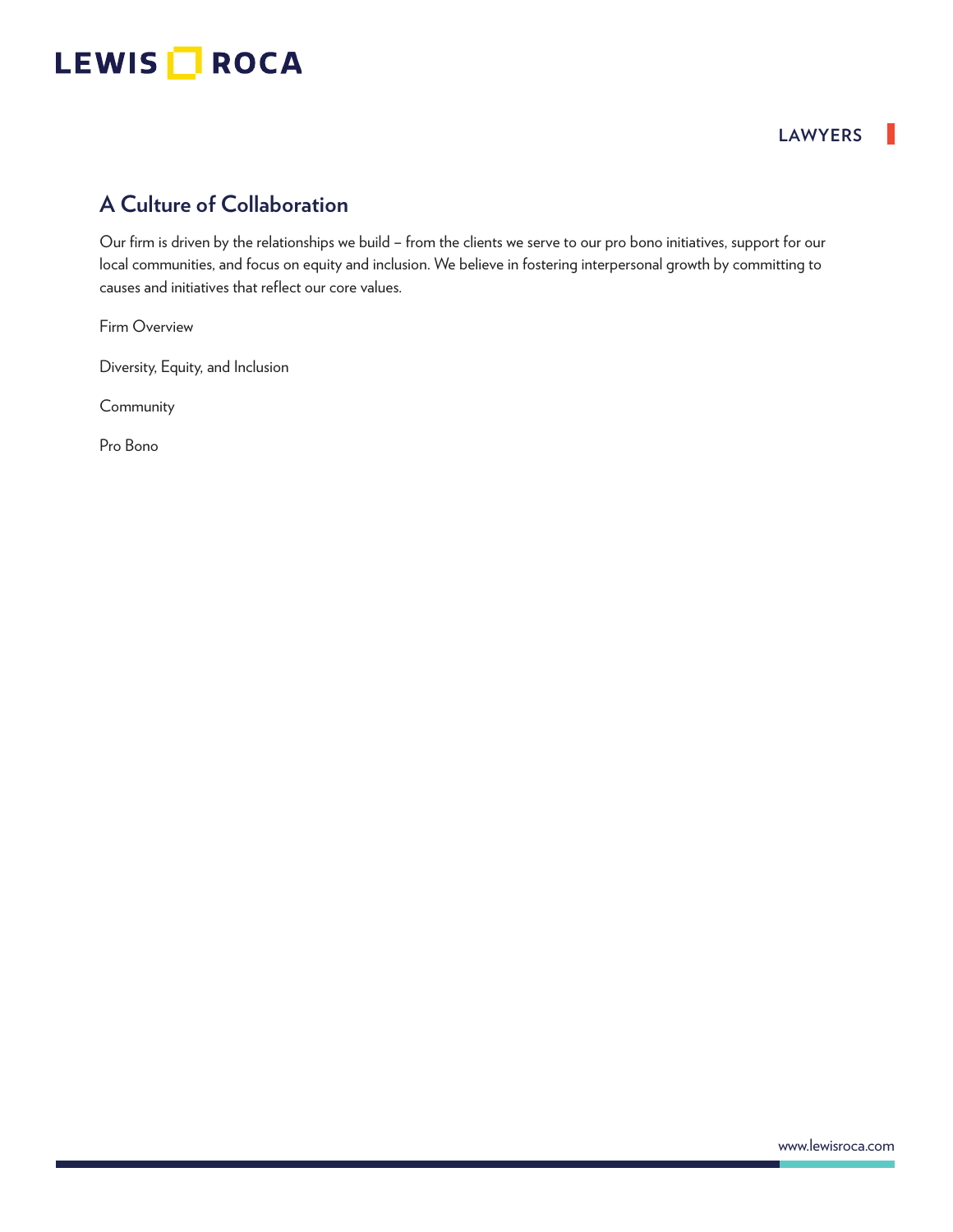## A Culture of Collaboration

Our firm is driven by the relationships we build – from the clients we serve to our pro bono initiatives, support for our local communities, and focus on equity and inclusion. We believe in fostering interpersonal growth by committing to causes and initiatives that reflect our core values.

Firm Overview

Diversity, Equity, and Inclusion

Community

Pro Bono